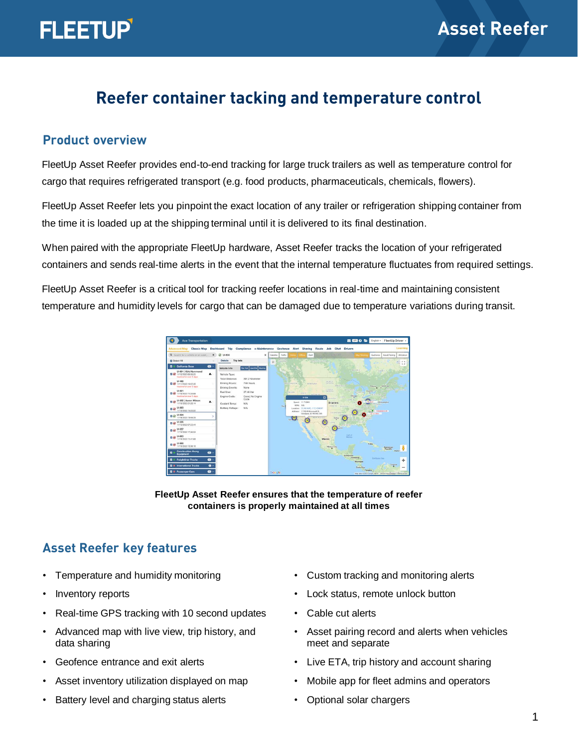# Reefer container tacking and temperature control

## Product overview

FleetUp Asset Reefer provides end-to-end tracking for large truck trailers as well as temperature control for cargo that requires refrigerated transport (e.g. food products, pharmaceuticals, chemicals, flowers).

FleetUp Asset Reefer lets you pinpoint the exact location of any trailer or refrigeration shipping container from the time it is loaded up at the shipping terminal until it is delivered to its final destination.

When paired with the appropriate FleetUp hardware, Asset Reefer tracks the location of your refrigerated containers and sends real-time alerts in the event that the internal temperature fluctuates from required settings.

FleetUp Asset Reefer is a critical tool for tracking reefer locations in real-time and maintaining consistent temperature and humidity levels for cargo that can be damaged due to temperature variations during transit.

**FleetUp Asset Reefer ensures that the temperature of reefer containers is properly maintained at all times**

## Asset Reefer key features

- Temperature and humidity monitoring
- Inventory reports
- Real-time GPS tracking with 10 second updates
- Advanced map with live view, trip history, and data sharing
- Geofence entrance and exit alerts
- Asset inventory utilization displayed on map
- Battery level and charging status alerts
- Custom tracking and monitoring alerts
- Lock status, remote unlock button
- Cable cut alerts
- Asset pairing record and alerts when vehicles meet and separate
- Live ETA, trip history and account sharing
- Mobile app for fleet admins and operators
- Optional solar chargers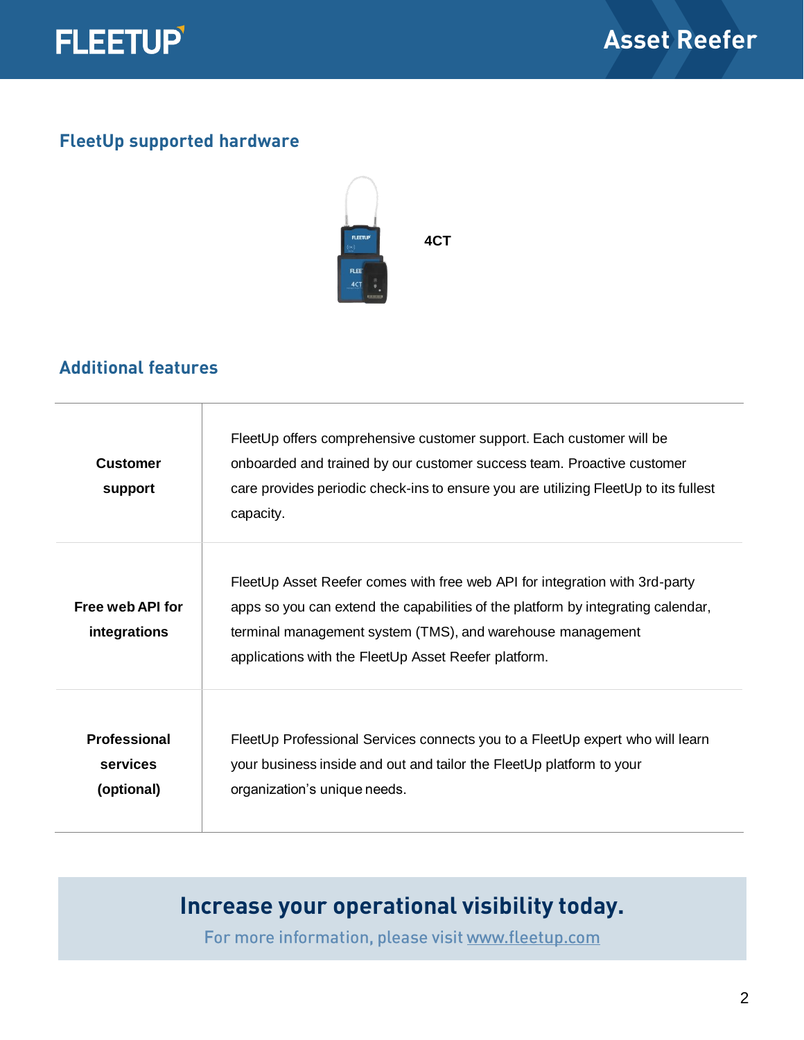## FleetUp supported hardware

4CT

## Additional features

| | |
|---|---|
| **Customer support** | FleetUp offers comprehensive customer support. Each customer will be onboarded and trained by our customer success team. Proactive customer care provides periodic check-ins to ensure you are utilizing FleetUp to its fullest capacity. |
| **Free web API for integrations** | FleetUp Asset Reefer comes with free web API for integration with 3rd-party apps so you can extend the capabilities of the platform by integrating calendar, terminal management system (TMS), and warehouse management applications with the FleetUp Asset Reefer platform. |
| **Professional services (optional)** | FleetUp Professional Services connects you to a FleetUp expert who will learn your business inside and out and tailor the FleetUp platform to your organization's unique needs. |

## Increase your operational visibility today.

For more information, please visit [www.fleetup.com](http://www.fleetup.com)